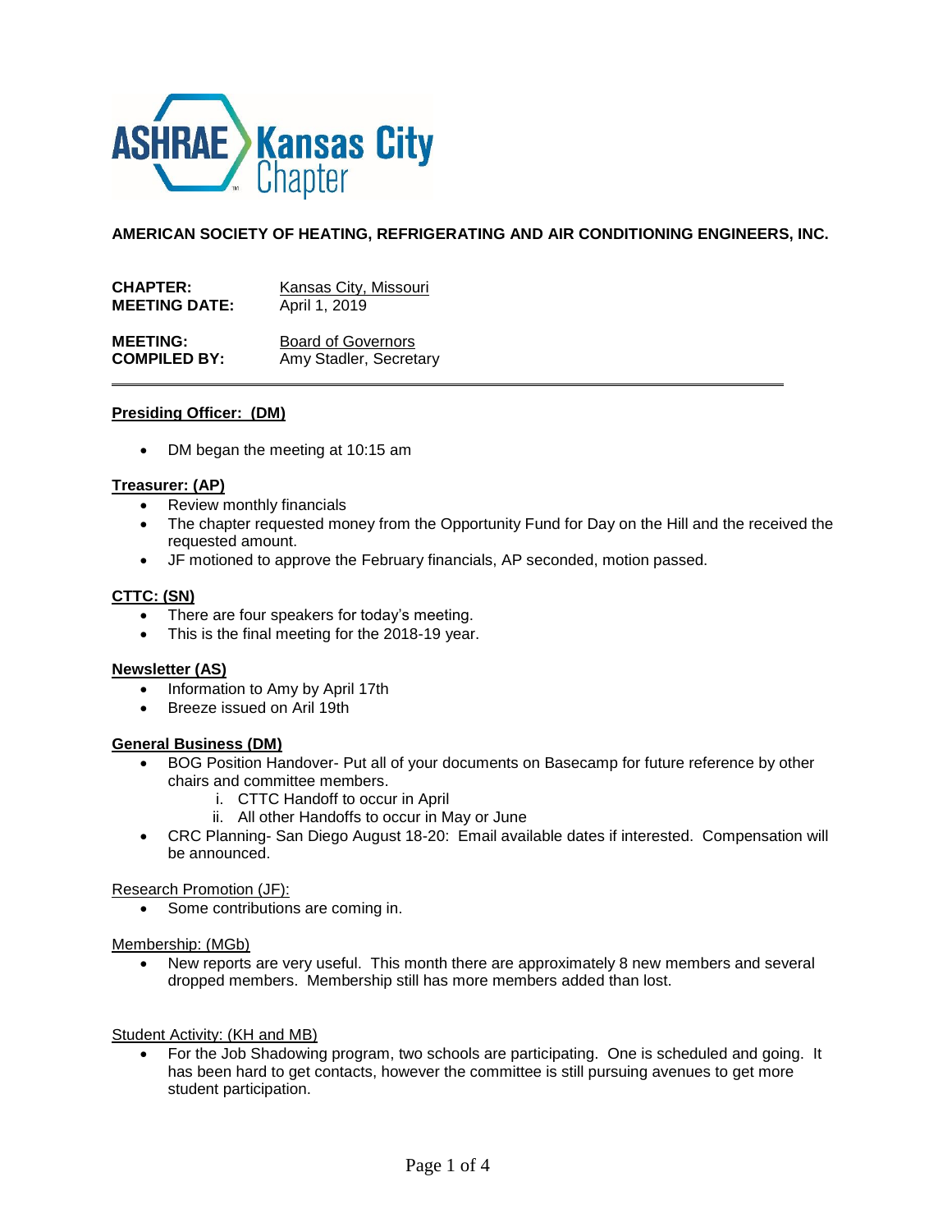**AMERICAN SOCIETY OF HEATING, REFRIGERATING AND AIR CONDITIONING ENGINEERS, INC.**

**CHAPTER:** Kansas City, Missouri
**MEETING DATE:** April 1, 2019

**MEETING:** Board of Governors
**COMPILED BY:** Amy Stadler, Secretary

---

**Presiding Officer: (DM)**

- DM began the meeting at 10:15 am

**Treasurer: (AP)**

- Review monthly financials
- The chapter requested money from the Opportunity Fund for Day on the Hill and the received the requested amount.
- JF motioned to approve the February financials, AP seconded, motion passed.

**CTTC: (SN)**

- There are four speakers for today's meeting.
- This is the final meeting for the 2018-19 year.

**Newsletter (AS)**

- Information to Amy by April 17th
- Breeze issued on Aril 19th

**General Business (DM)**

- BOG Position Handover- Put all of your documents on Basecamp for future reference by other chairs and committee members.
    1. CTTC Handoff to occur in April
    2. All other Handoffs to occur in May or June
- CRC Planning- San Diego August 18-20: Email available dates if interested. Compensation will be announced.

Research Promotion (JF):

- Some contributions are coming in.

Membership: (MGb)

- New reports are very useful. This month there are approximately 8 new members and several dropped members. Membership still has more members added than lost.

Student Activity: (KH and MB)

- For the Job Shadowing program, two schools are participating. One is scheduled and going. It has been hard to get contacts, however the committee is still pursuing avenues to get more student participation.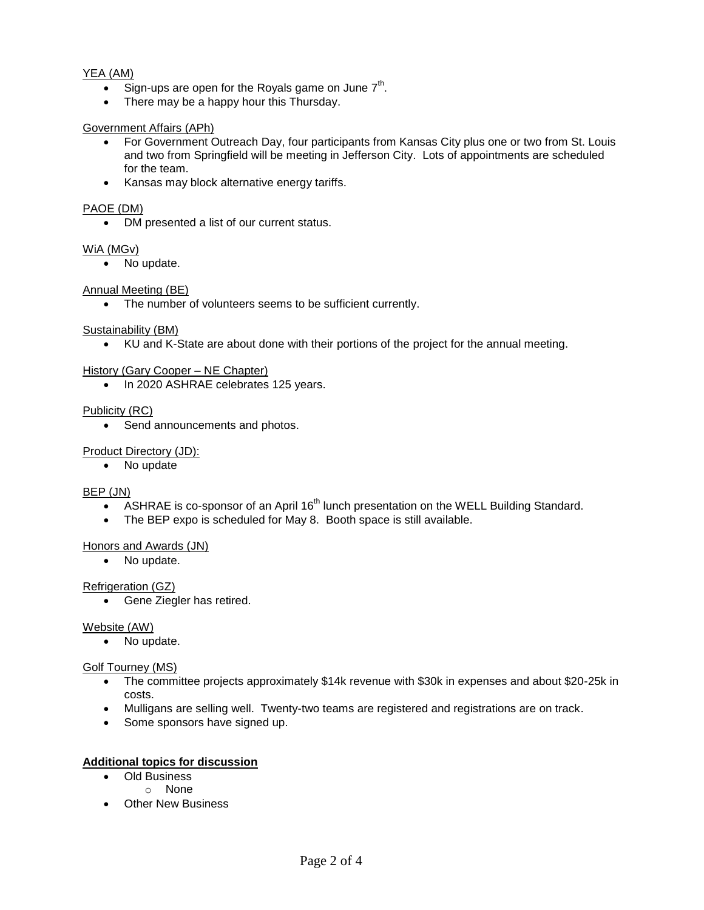YEA (AM)

- Sign-ups are open for the Royals game on June 7th.
- There may be a happy hour this Thursday.

Government Affairs (APh)

- For Government Outreach Day, four participants from Kansas City plus one or two from St. Louis and two from Springfield will be meeting in Jefferson City. Lots of appointments are scheduled for the team.
- Kansas may block alternative energy tariffs.

PAOE (DM)

- DM presented a list of our current status.

WiA (MGv)

- No update.

Annual Meeting (BE)

- The number of volunteers seems to be sufficient currently.

Sustainability (BM)

- KU and K-State are about done with their portions of the project for the annual meeting.

History (Gary Cooper – NE Chapter)

- In 2020 ASHRAE celebrates 125 years.

Publicity (RC)

- Send announcements and photos.

Product Directory (JD):

- No update

BEP (JN)

- ASHRAE is co-sponsor of an April 16th lunch presentation on the WELL Building Standard.
- The BEP expo is scheduled for May 8. Booth space is still available.

Honors and Awards (JN)

- No update.

Refrigeration (GZ)

- Gene Ziegler has retired.

Website (AW)

- No update.

Golf Tourney (MS)

- The committee projects approximately $14k revenue with $30k in expenses and about $20-25k in costs.
- Mulligans are selling well. Twenty-two teams are registered and registrations are on track.
- Some sponsors have signed up.

**Additional topics for discussion**

- Old Business
    - None
- Other New Business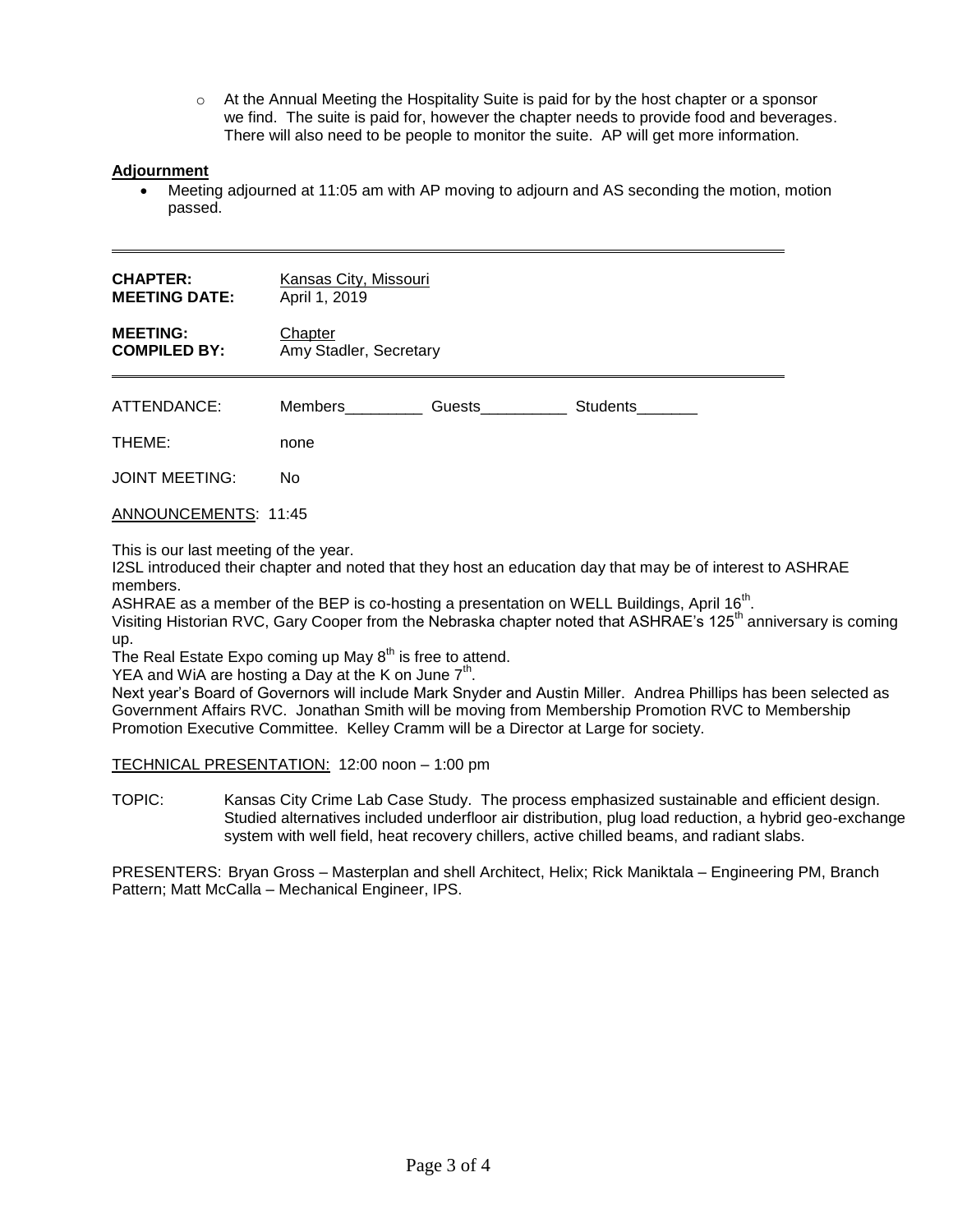- At the Annual Meeting the Hospitality Suite is paid for by the host chapter or a sponsor we find. The suite is paid for, however the chapter needs to provide food and beverages. There will also need to be people to monitor the suite. AP will get more information.

**Adjournment**

- Meeting adjourned at 11:05 am with AP moving to adjourn and AS seconding the motion, motion passed.

---

| | |
|---|---|
| **CHAPTER:** | Kansas City, Missouri |
| **MEETING DATE:** | April 1, 2019 |
| **MEETING:** | Chapter |
| **COMPILED BY:** | Amy Stadler, Secretary |

---

ATTENDANCE: Members_________ Guests__________ Students_______

THEME: none

JOINT MEETING: No

ANNOUNCEMENTS: 11:45

This is our last meeting of the year.
I2SL introduced their chapter and noted that they host an education day that may be of interest to ASHRAE members.
ASHRAE as a member of the BEP is co-hosting a presentation on WELL Buildings, April 16th.
Visiting Historian RVC, Gary Cooper from the Nebraska chapter noted that ASHRAE's 125th anniversary is coming up.
The Real Estate Expo coming up May 8th is free to attend.
YEA and WiA are hosting a Day at the K on June 7th.
Next year's Board of Governors will include Mark Snyder and Austin Miller. Andrea Phillips has been selected as Government Affairs RVC. Jonathan Smith will be moving from Membership Promotion RVC to Membership Promotion Executive Committee. Kelley Cramm will be a Director at Large for society.

TECHNICAL PRESENTATION: 12:00 noon – 1:00 pm

TOPIC: Kansas City Crime Lab Case Study. The process emphasized sustainable and efficient design. Studied alternatives included underfloor air distribution, plug load reduction, a hybrid geo-exchange system with well field, heat recovery chillers, active chilled beams, and radiant slabs.

PRESENTERS: Bryan Gross – Masterplan and shell Architect, Helix; Rick Maniktala – Engineering PM, Branch Pattern; Matt McCalla – Mechanical Engineer, IPS.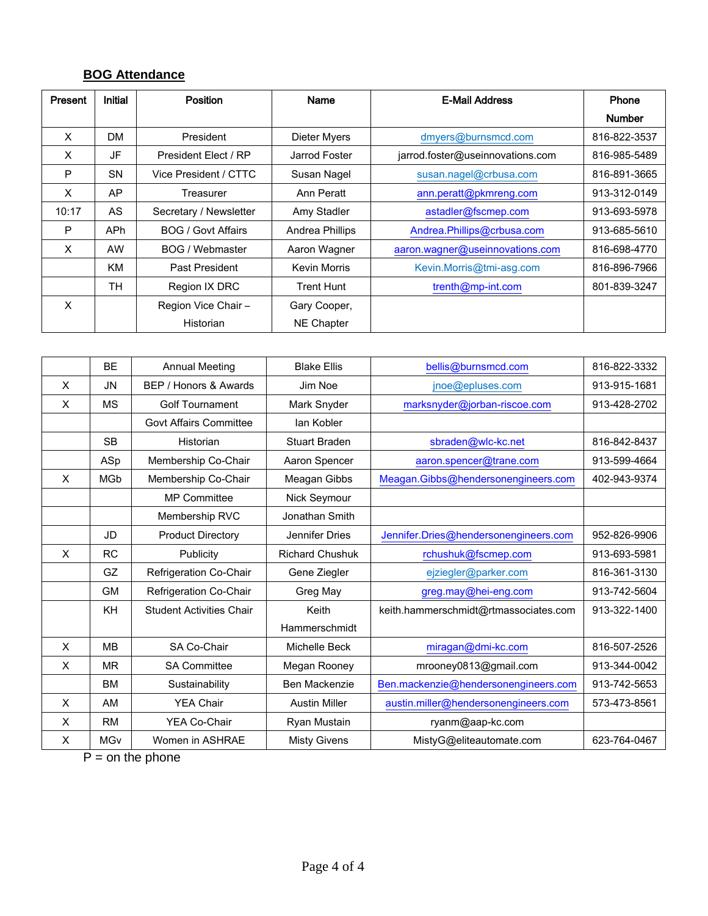## BOG Attendance

| Present | Initial | Position | Name | E-Mail Address | Phone Number |
|---|---|---|---|---|---|
| X | DM | President | Dieter Myers | dmyers@burnsmcd.com | 816-822-3537 |
| X | JF | President Elect / RP | Jarrod Foster | jarrod.foster@useinnovations.com | 816-985-5489 |
| P | SN | Vice President / CTTC | Susan Nagel | susan.nagel@crbusa.com | 816-891-3665 |
| X | AP | Treasurer | Ann Peratt | ann.peratt@pkmreng.com | 913-312-0149 |
| 10:17 | AS | Secretary / Newsletter | Amy Stadler | astadler@fscmep.com | 913-693-5978 |
| P | APh | BOG / Govt Affairs | Andrea Phillips | Andrea.Phillips@crbusa.com | 913-685-5610 |
| X | AW | BOG / Webmaster | Aaron Wagner | aaron.wagner@useinnovations.com | 816-698-4770 |
| | KM | Past President | Kevin Morris | Kevin.Morris@tmi-asg.com | 816-896-7966 |
| | TH | Region IX DRC | Trent Hunt | trenth@mp-int.com | 801-839-3247 |
| X | | Region Vice Chair – Historian | Gary Cooper, NE Chapter | | |

| | | | | | |
|---|---|---|---|---|---|
| | BE | Annual Meeting | Blake Ellis | bellis@burnsmcd.com | 816-822-3332 |
| X | JN | BEP / Honors & Awards | Jim Noe | jnoe@epluses.com | 913-915-1681 |
| X | MS | Golf Tournament | Mark Snyder | marksnyder@jorban-riscoe.com | 913-428-2702 |
| | | Govt Affairs Committee | Ian Kobler | | |
| | SB | Historian | Stuart Braden | sbraden@wlc-kc.net | 816-842-8437 |
| | ASp | Membership Co-Chair | Aaron Spencer | aaron.spencer@trane.com | 913-599-4664 |
| X | MGb | Membership Co-Chair | Meagan Gibbs | Meagan.Gibbs@hendersonengineers.com | 402-943-9374 |
| | | MP Committee | Nick Seymour | | |
| | | Membership RVC | Jonathan Smith | | |
| | JD | Product Directory | Jennifer Dries | Jennifer.Dries@hendersonengineers.com | 952-826-9906 |
| X | RC | Publicity | Richard Chushuk | rchushuk@fscmep.com | 913-693-5981 |
| | GZ | Refrigeration Co-Chair | Gene Ziegler | ejziegler@parker.com | 816-361-3130 |
| | GM | Refrigeration Co-Chair | Greg May | greg.may@hei-eng.com | 913-742-5604 |
| | KH | Student Activities Chair | Keith Hammerschmidt | keith.hammerschmidt@rtmassociates.com | 913-322-1400 |
| X | MB | SA Co-Chair | Michelle Beck | miragan@dmi-kc.com | 816-507-2526 |
| X | MR | SA Committee | Megan Rooney | mrooney0813@gmail.com | 913-344-0042 |
| | BM | Sustainability | Ben Mackenzie | Ben.mackenzie@hendersonengineers.com | 913-742-5653 |
| X | AM | YEA Chair | Austin Miller | austin.miller@hendersonengineers.com | 573-473-8561 |
| X | RM | YEA Co-Chair | Ryan Mustain | ryanm@aap-kc.com | |
| X | MGv | Women in ASHRAE | Misty Givens | MistyG@eliteautomate.com | 623-764-0467 |

P = on the phone